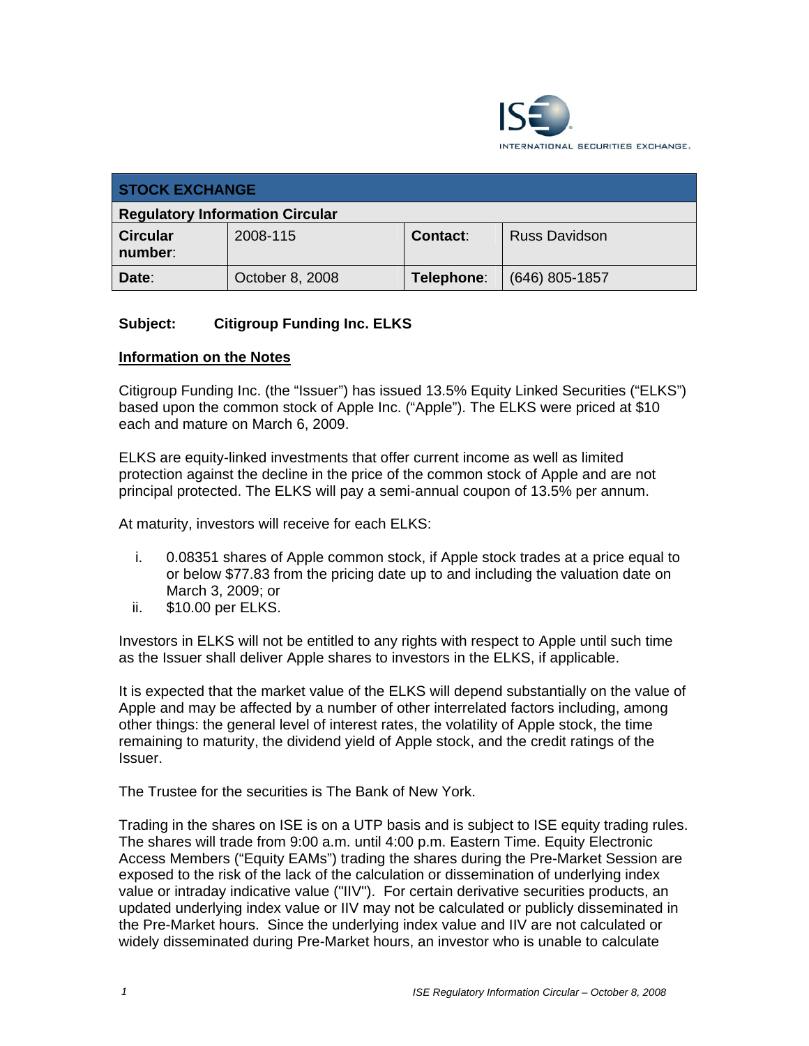ISE INTERNATIONAL SECURITIES EXCHANGE

| STOCK EXCHANGE | | | |
|---|---|---|---|
| **Regulatory Information Circular** | | | |
| **Circular number**: | 2008-115 | **Contact**: | Russ Davidson |
| **Date**: | October 8, 2008 | **Telephone**: | (646) 805-1857 |

**Subject: Citigroup Funding Inc. ELKS**

**Information on the Notes**

Citigroup Funding Inc. (the "Issuer") has issued 13.5% Equity Linked Securities ("ELKS") based upon the common stock of Apple Inc. ("Apple"). The ELKS were priced at $10 each and mature on March 6, 2009.

ELKS are equity-linked investments that offer current income as well as limited protection against the decline in the price of the common stock of Apple and are not principal protected. The ELKS will pay a semi-annual coupon of 13.5% per annum.

At maturity, investors will receive for each ELKS:

i. 0.08351 shares of Apple common stock, if Apple stock trades at a price equal to or below $77.83 from the pricing date up to and including the valuation date on March 3, 2009; or
ii. $10.00 per ELKS.

Investors in ELKS will not be entitled to any rights with respect to Apple until such time as the Issuer shall deliver Apple shares to investors in the ELKS, if applicable.

It is expected that the market value of the ELKS will depend substantially on the value of Apple and may be affected by a number of other interrelated factors including, among other things: the general level of interest rates, the volatility of Apple stock, the time remaining to maturity, the dividend yield of Apple stock, and the credit ratings of the Issuer.

The Trustee for the securities is The Bank of New York.

Trading in the shares on ISE is on a UTP basis and is subject to ISE equity trading rules. The shares will trade from 9:00 a.m. until 4:00 p.m. Eastern Time. Equity Electronic Access Members ("Equity EAMs") trading the shares during the Pre-Market Session are exposed to the risk of the lack of the calculation or dissemination of underlying index value or intraday indicative value ("IIV"). For certain derivative securities products, an updated underlying index value or IIV may not be calculated or publicly disseminated in the Pre-Market hours. Since the underlying index value and IIV are not calculated or widely disseminated during Pre-Market hours, an investor who is unable to calculate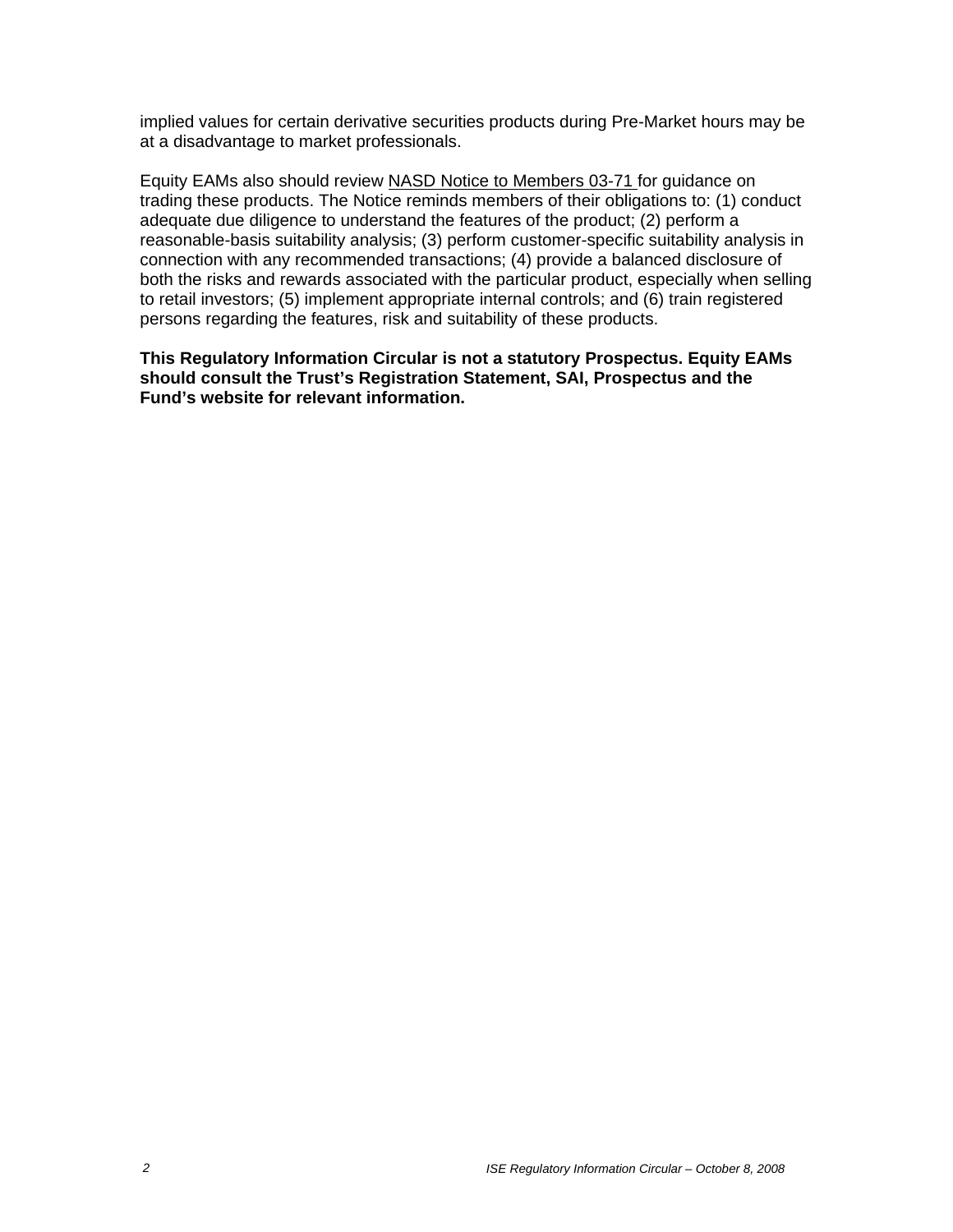implied values for certain derivative securities products during Pre-Market hours may be at a disadvantage to market professionals.

Equity EAMs also should review NASD Notice to Members 03-71 for guidance on trading these products. The Notice reminds members of their obligations to: (1) conduct adequate due diligence to understand the features of the product; (2) perform a reasonable-basis suitability analysis; (3) perform customer-specific suitability analysis in connection with any recommended transactions; (4) provide a balanced disclosure of both the risks and rewards associated with the particular product, especially when selling to retail investors; (5) implement appropriate internal controls; and (6) train registered persons regarding the features, risk and suitability of these products.

**This Regulatory Information Circular is not a statutory Prospectus. Equity EAMs should consult the Trust's Registration Statement, SAI, Prospectus and the Fund's website for relevant information.**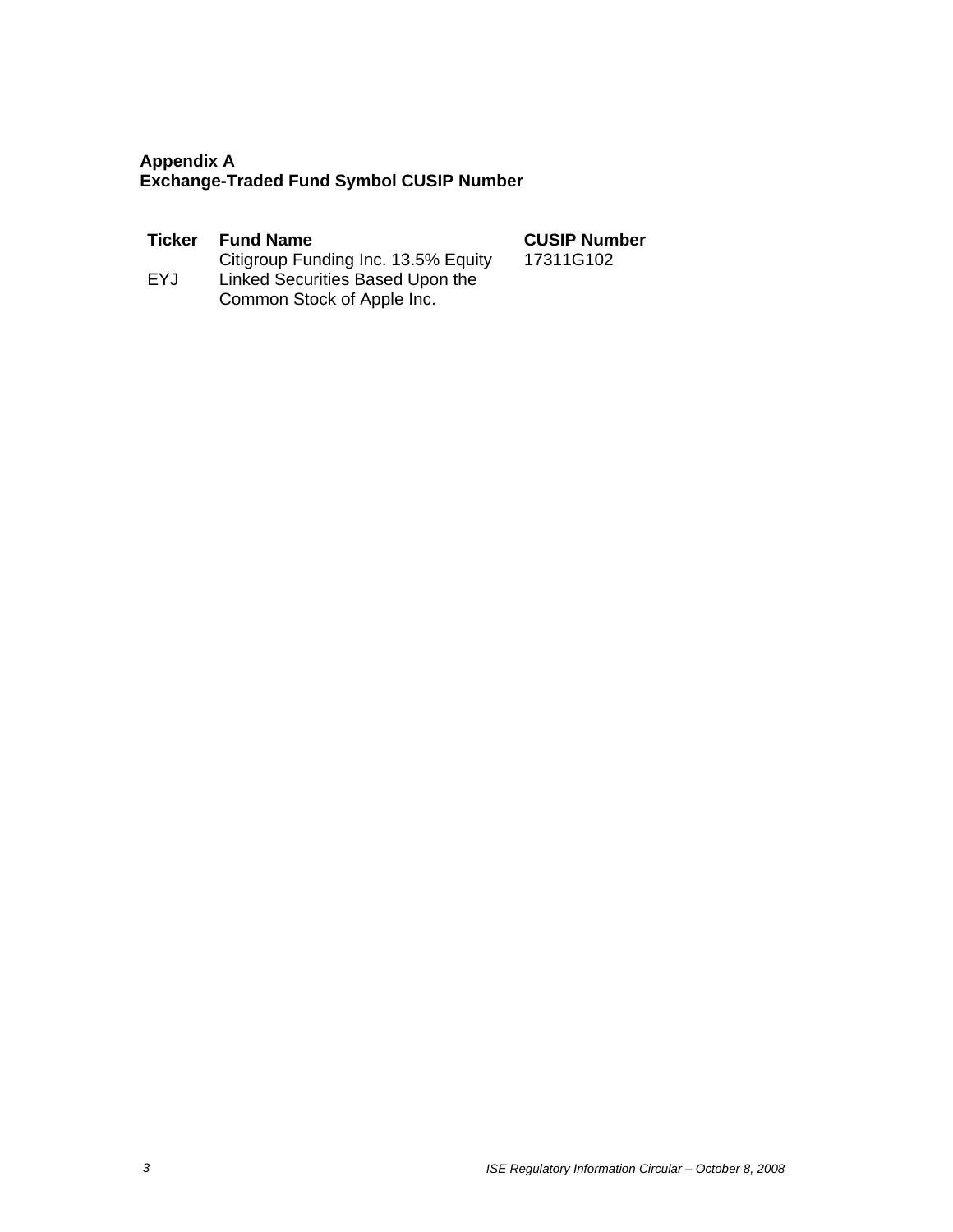**Appendix A**
**Exchange-Traded Fund Symbol CUSIP Number**

| Ticker | Fund Name | CUSIP Number |
|---|---|---|
| EYJ | Citigroup Funding Inc. 13.5% Equity Linked Securities Based Upon the Common Stock of Apple Inc. | 17311G102 |